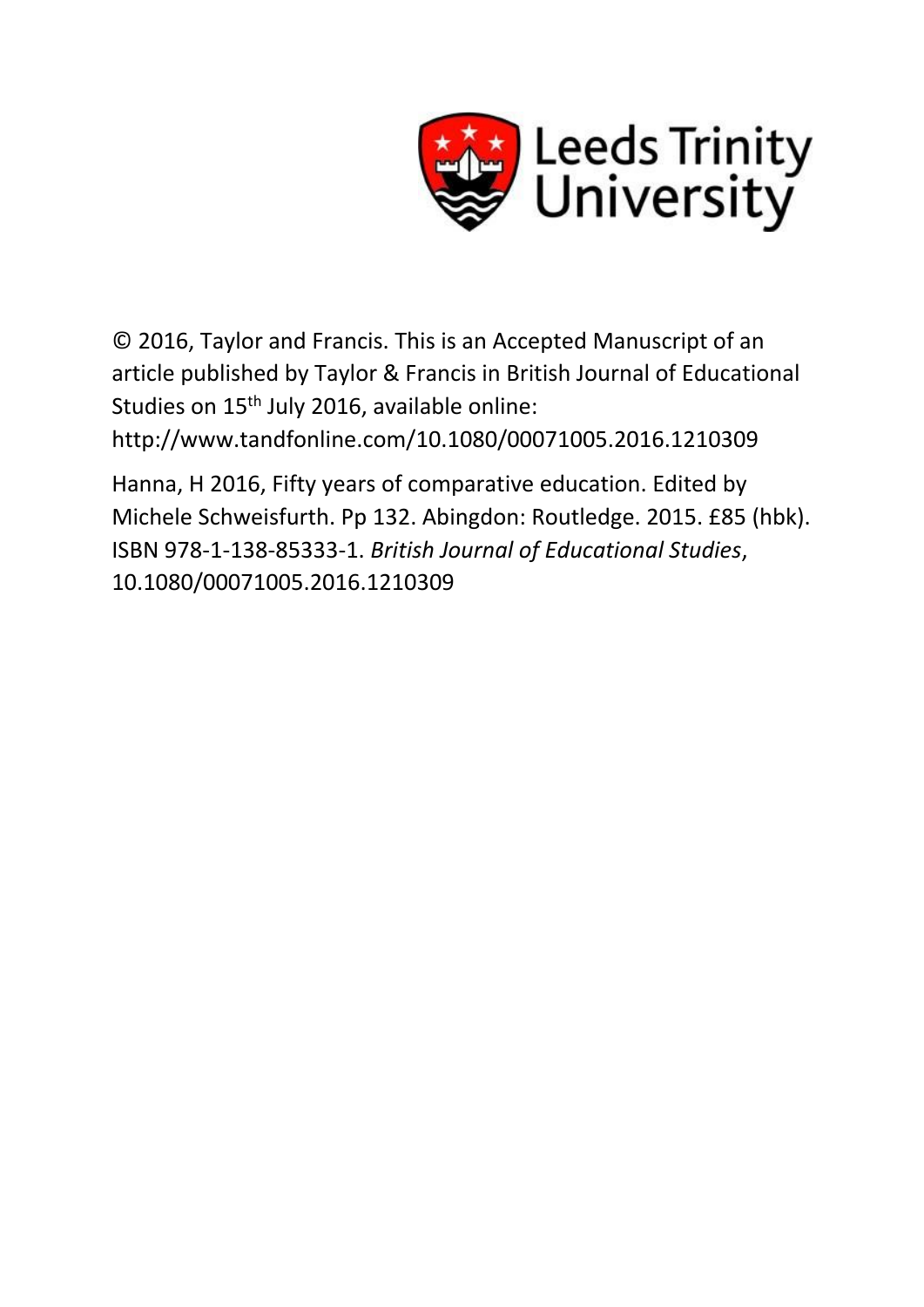Leeds Trinity University

© 2016, Taylor and Francis. This is an Accepted Manuscript of an article published by Taylor & Francis in British Journal of Educational Studies on 15th July 2016, available online: http://www.tandfonline.com/10.1080/00071005.2016.1210309

Hanna, H 2016, Fifty years of comparative education. Edited by Michele Schweisfurth. Pp 132. Abingdon: Routledge. 2015. £85 (hbk). ISBN 978-1-138-85333-1. *British Journal of Educational Studies*, 10.1080/00071005.2016.1210309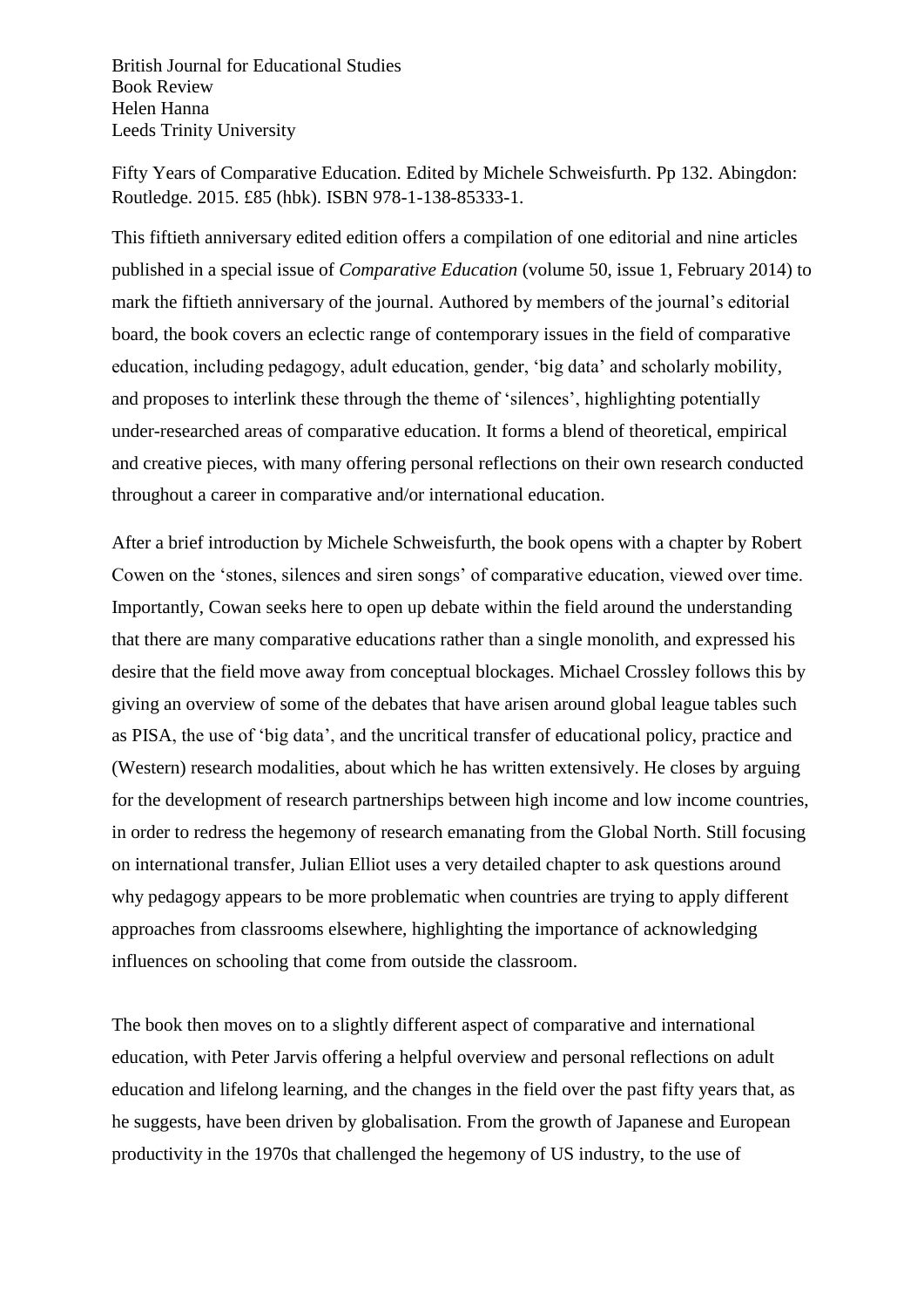British Journal for Educational Studies
Book Review
Helen Hanna
Leeds Trinity University

Fifty Years of Comparative Education. Edited by Michele Schweisfurth. Pp 132. Abingdon: Routledge. 2015. £85 (hbk). ISBN 978-1-138-85333-1.

This fiftieth anniversary edited edition offers a compilation of one editorial and nine articles published in a special issue of *Comparative Education* (volume 50, issue 1, February 2014) to mark the fiftieth anniversary of the journal. Authored by members of the journal's editorial board, the book covers an eclectic range of contemporary issues in the field of comparative education, including pedagogy, adult education, gender, 'big data' and scholarly mobility, and proposes to interlink these through the theme of 'silences', highlighting potentially under-researched areas of comparative education. It forms a blend of theoretical, empirical and creative pieces, with many offering personal reflections on their own research conducted throughout a career in comparative and/or international education.

After a brief introduction by Michele Schweisfurth, the book opens with a chapter by Robert Cowen on the 'stones, silences and siren songs' of comparative education, viewed over time. Importantly, Cowan seeks here to open up debate within the field around the understanding that there are many comparative education*s* rather than a single monolith, and expressed his desire that the field move away from conceptual blockages. Michael Crossley follows this by giving an overview of some of the debates that have arisen around global league tables such as PISA, the use of 'big data', and the uncritical transfer of educational policy, practice and (Western) research modalities, about which he has written extensively. He closes by arguing for the development of research partnerships between high income and low income countries, in order to redress the hegemony of research emanating from the Global North. Still focusing on international transfer, Julian Elliot uses a very detailed chapter to ask questions around why pedagogy appears to be more problematic when countries are trying to apply different approaches from classrooms elsewhere, highlighting the importance of acknowledging influences on schooling that come from outside the classroom.

The book then moves on to a slightly different aspect of comparative and international education, with Peter Jarvis offering a helpful overview and personal reflections on adult education and lifelong learning, and the changes in the field over the past fifty years that, as he suggests, have been driven by globalisation. From the growth of Japanese and European productivity in the 1970s that challenged the hegemony of US industry, to the use of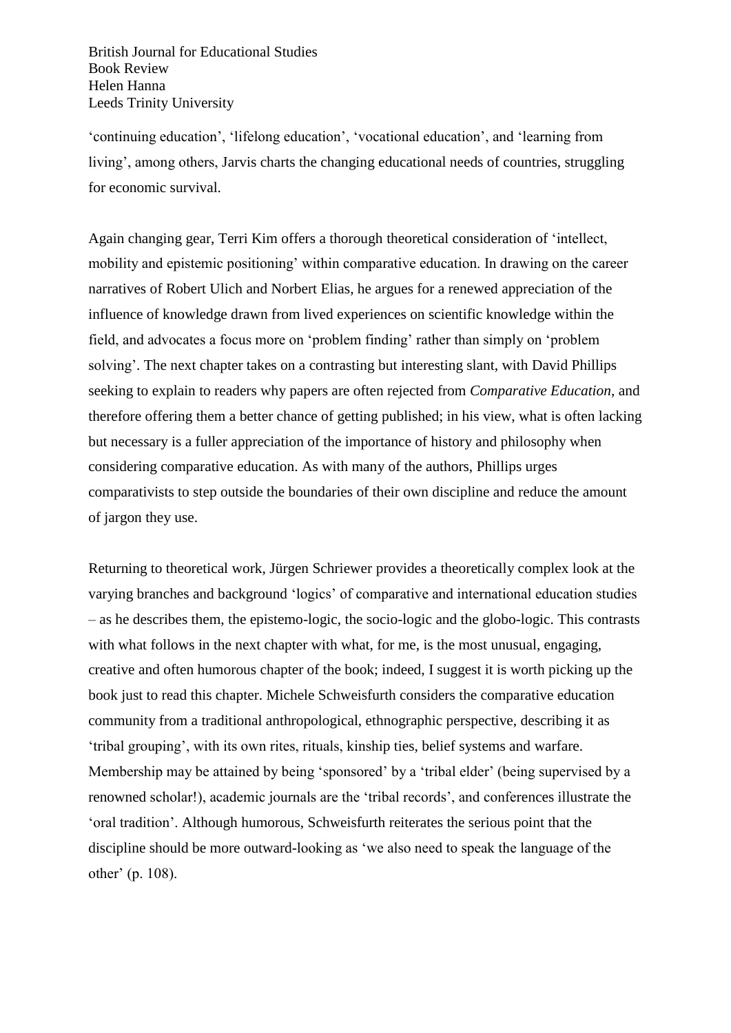'continuing education', 'lifelong education', 'vocational education', and 'learning from living', among others, Jarvis charts the changing educational needs of countries, struggling for economic survival.

Again changing gear, Terri Kim offers a thorough theoretical consideration of 'intellect, mobility and epistemic positioning' within comparative education. In drawing on the career narratives of Robert Ulich and Norbert Elias, he argues for a renewed appreciation of the influence of knowledge drawn from lived experiences on scientific knowledge within the field, and advocates a focus more on 'problem finding' rather than simply on 'problem solving'. The next chapter takes on a contrasting but interesting slant, with David Phillips seeking to explain to readers why papers are often rejected from *Comparative Education*, and therefore offering them a better chance of getting published; in his view, what is often lacking but necessary is a fuller appreciation of the importance of history and philosophy when considering comparative education. As with many of the authors, Phillips urges comparativists to step outside the boundaries of their own discipline and reduce the amount of jargon they use.

Returning to theoretical work, Jürgen Schriewer provides a theoretically complex look at the varying branches and background 'logics' of comparative and international education studies – as he describes them, the epistemo-logic, the socio-logic and the globo-logic. This contrasts with what follows in the next chapter with what, for me, is the most unusual, engaging, creative and often humorous chapter of the book; indeed, I suggest it is worth picking up the book just to read this chapter. Michele Schweisfurth considers the comparative education community from a traditional anthropological, ethnographic perspective, describing it as 'tribal grouping', with its own rites, rituals, kinship ties, belief systems and warfare. Membership may be attained by being 'sponsored' by a 'tribal elder' (being supervised by a renowned scholar!), academic journals are the 'tribal records', and conferences illustrate the 'oral tradition'. Although humorous, Schweisfurth reiterates the serious point that the discipline should be more outward-looking as 'we also need to speak the language of the other' (p. 108).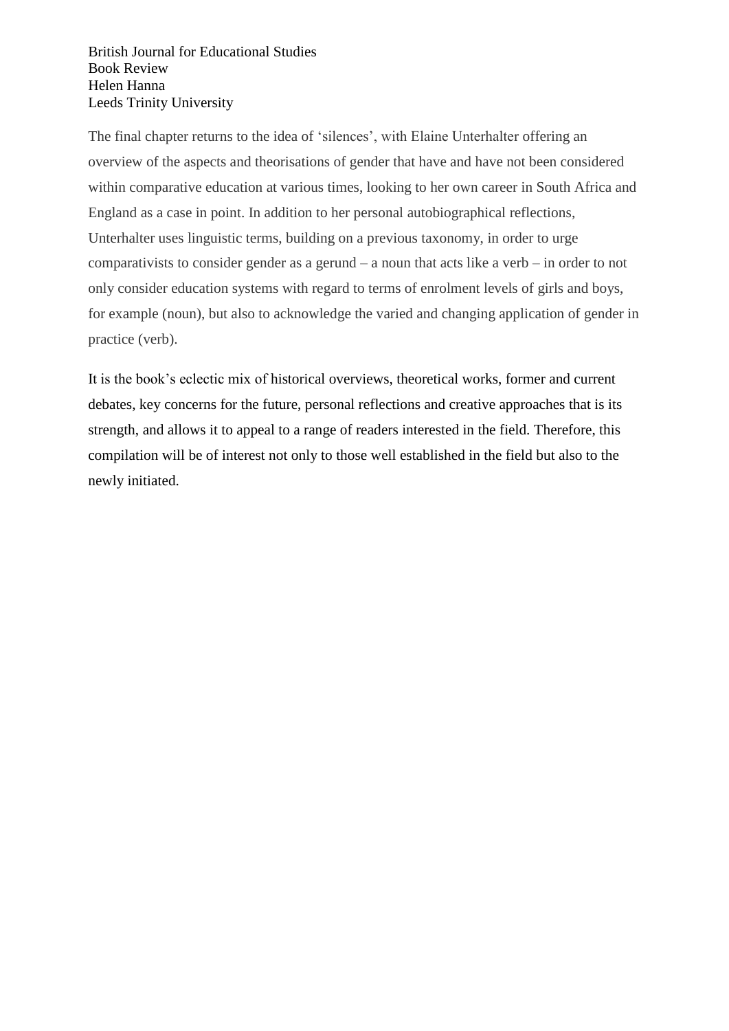The final chapter returns to the idea of 'silences', with Elaine Unterhalter offering an overview of the aspects and theorisations of gender that have and have not been considered within comparative education at various times, looking to her own career in South Africa and England as a case in point. In addition to her personal autobiographical reflections, Unterhalter uses linguistic terms, building on a previous taxonomy, in order to urge comparativists to consider gender as a gerund – a noun that acts like a verb – in order to not only consider education systems with regard to terms of enrolment levels of girls and boys, for example (noun), but also to acknowledge the varied and changing application of gender in practice (verb).

It is the book's eclectic mix of historical overviews, theoretical works, former and current debates, key concerns for the future, personal reflections and creative approaches that is its strength, and allows it to appeal to a range of readers interested in the field. Therefore, this compilation will be of interest not only to those well established in the field but also to the newly initiated.